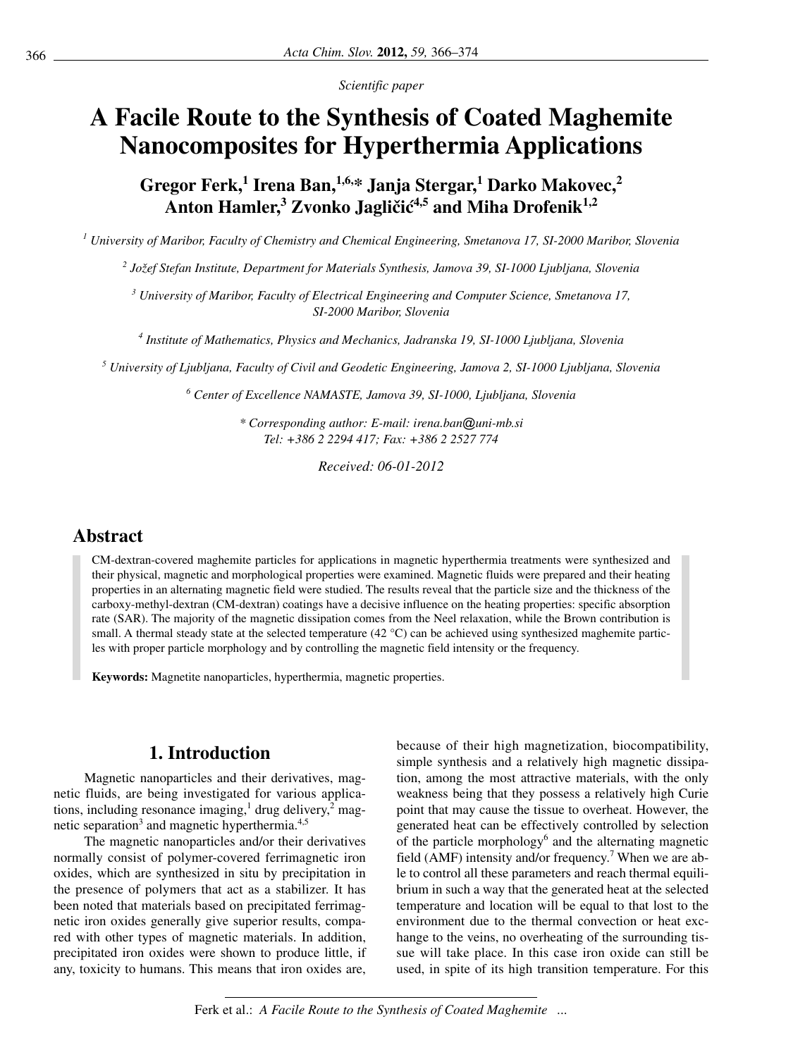*Scientific paper*

# A Facile Route to the Synthesis of Coated Maghemite Nanocomposites for Hyperthermia Applications

**Gregor Ferk,[1] Irena Ban,[1,6,*] Janja Stergar,[1] Darko Makovec,[2] Anton Hamler,[3] Zvonko Jagličić[4,5] and Miha Drofenik[1,2]**

*[1] University of Maribor, Faculty of Chemistry and Chemical Engineering, Smetanova 17, SI-2000 Maribor, Slovenia*

*[2] Jožef Stefan Institute, Department for Materials Synthesis, Jamova 39, SI-1000 Ljubljana, Slovenia*

*[3] University of Maribor, Faculty of Electrical Engineering and Computer Science, Smetanova 17, SI-2000 Maribor, Slovenia*

*[4] Institute of Mathematics, Physics and Mechanics, Jadranska 19, SI-1000 Ljubljana, Slovenia*

*[5] University of Ljubljana, Faculty of Civil and Geodetic Engineering, Jamova 2, SI-1000 Ljubljana, Slovenia*

*[6] Center of Excellence NAMASTE, Jamova 39, SI-1000, Ljubljana, Slovenia*

*\* Corresponding author: E-mail: irena.ban@uni-mb.si*
*Tel: +386 2 2294 417; Fax: +386 2 2527 774*

*Received: 06-01-2012*

## Abstract

CM-dextran-covered maghemite particles for applications in magnetic hyperthermia treatments were synthesized and their physical, magnetic and morphological properties were examined. Magnetic fluids were prepared and their heating properties in an alternating magnetic field were studied. The results reveal that the particle size and the thickness of the carboxy-methyl-dextran (CM-dextran) coatings have a decisive influence on the heating properties: specific absorption rate (SAR). The majority of the magnetic dissipation comes from the Neel relaxation, while the Brown contribution is small. A thermal steady state at the selected temperature (42 °C) can be achieved using synthesized maghemite particles with proper particle morphology and by controlling the magnetic field intensity or the frequency.

**Keywords:** Magnetite nanoparticles, hyperthermia, magnetic properties.

## 1. Introduction

Magnetic nanoparticles and their derivatives, magnetic fluids, are being investigated for various applications, including resonance imaging,[1] drug delivery,[2] magnetic separation[3] and magnetic hyperthermia.[4,5]

The magnetic nanoparticles and/or their derivatives normally consist of polymer-covered ferrimagnetic iron oxides, which are synthesized in situ by precipitation in the presence of polymers that act as a stabilizer. It has been noted that materials based on precipitated ferrimagnetic iron oxides generally give superior results, compared with other types of magnetic materials. In addition, precipitated iron oxides were shown to produce little, if any, toxicity to humans. This means that iron oxides are, because of their high magnetization, biocompatibility, simple synthesis and a relatively high magnetic dissipation, among the most attractive materials, with the only weakness being that they possess a relatively high Curie point that may cause the tissue to overheat. However, the generated heat can be effectively controlled by selection of the particle morphology[6] and the alternating magnetic field (AMF) intensity and/or frequency.[7] When we are able to control all these parameters and reach thermal equilibrium in such a way that the generated heat at the selected temperature and location will be equal to that lost to the environment due to the thermal convection or heat exchange to the veins, no overheating of the surrounding tissue will take place. In this case iron oxide can still be used, in spite of its high transition temperature. For this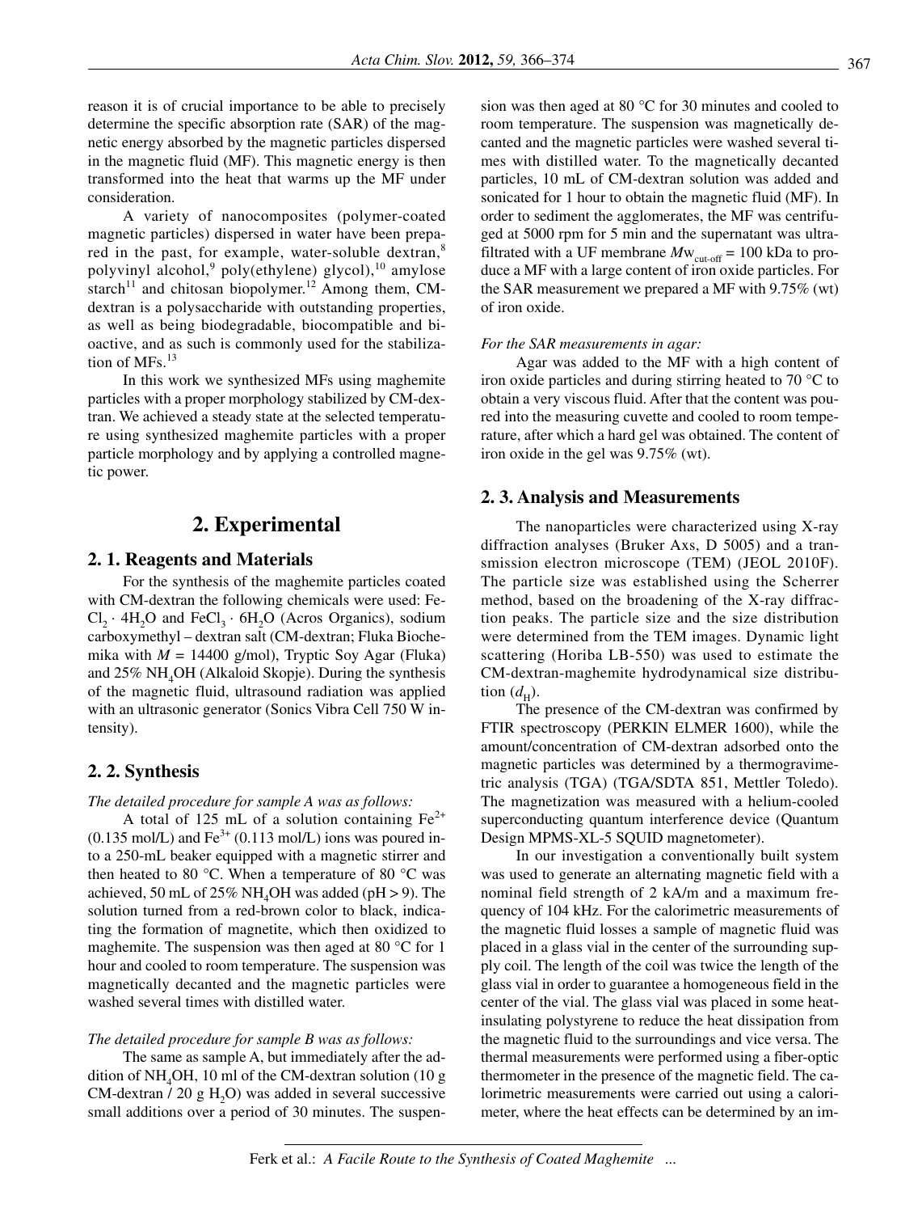reason it is of crucial importance to be able to precisely determine the specific absorption rate (SAR) of the magnetic energy absorbed by the magnetic particles dispersed in the magnetic fluid (MF). This magnetic energy is then transformed into the heat that warms up the MF under consideration.

A variety of nanocomposites (polymer-coated magnetic particles) dispersed in water have been prepared in the past, for example, water-soluble dextran,[8] polyvinyl alcohol,[9] poly(ethylene) glycol),[10] amylose starch[11] and chitosan biopolymer.[12] Among them, CM-dextran is a polysaccharide with outstanding properties, as well as being biodegradable, biocompatible and bioactive, and as such is commonly used for the stabilization of MFs.[13]

In this work we synthesized MFs using maghemite particles with a proper morphology stabilized by CM-dextran. We achieved a steady state at the selected temperature using synthesized maghemite particles with a proper particle morphology and by applying a controlled magnetic power.

# 2. Experimental

## 2. 1. Reagents and Materials

For the synthesis of the maghemite particles coated with CM-dextran the following chemicals were used: $FeCl_2 \cdot 4H_2O$ and $FeCl_3 \cdot 6H_2O$ (Acros Organics), sodium carboxymethyl – dextran salt (CM-dextran; Fluka Biochemika with $M$ = 14400 g/mol), Tryptic Soy Agar (Fluka) and 25% $NH_4OH$ (Alkaloid Skopje). During the synthesis of the magnetic fluid, ultrasound radiation was applied with an ultrasonic generator (Sonics Vibra Cell 750 W intensity).

## 2. 2. Synthesis

*The detailed procedure for sample A was as follows:*

A total of 125 mL of a solution containing $Fe^{2+}$ (0.135 mol/L) and $Fe^{3+}$ (0.113 mol/L) ions was poured into a 250-mL beaker equipped with a magnetic stirrer and then heated to 80 °C. When a temperature of 80 °C was achieved, 50 mL of 25% $NH_4OH$ was added (pH > 9). The solution turned from a red-brown color to black, indicating the formation of magnetite, which then oxidized to maghemite. The suspension was then aged at 80 °C for 1 hour and cooled to room temperature. The suspension was magnetically decanted and the magnetic particles were washed several times with distilled water.

*The detailed procedure for sample B was as follows:*

The same as sample A, but immediately after the addition of $NH_4OH$, 10 ml of the CM-dextran solution (10 g CM-dextran / 20 g $H_2O$) was added in several successive small additions over a period of 30 minutes. The suspension was then aged at 80 °C for 30 minutes and cooled to room temperature. The suspension was magnetically decanted and the magnetic particles were washed several times with distilled water. To the magnetically decanted particles, 10 mL of CM-dextran solution was added and sonicated for 1 hour to obtain the magnetic fluid (MF). In order to sediment the agglomerates, the MF was centrifuged at 5000 rpm for 5 min and the supernatant was ultrafiltrated with a UF membrane $Mw_{cut\text{-}off}$ = 100 kDa to produce a MF with a large content of iron oxide particles. For the SAR measurement we prepared a MF with 9.75% (wt) of iron oxide.

*For the SAR measurements in agar:*

Agar was added to the MF with a high content of iron oxide particles and during stirring heated to 70 °C to obtain a very viscous fluid. After that the content was poured into the measuring cuvette and cooled to room temperature, after which a hard gel was obtained. The content of iron oxide in the gel was 9.75% (wt).

## 2. 3. Analysis and Measurements

The nanoparticles were characterized using X-ray diffraction analyses (Bruker Axs, D 5005) and a transmission electron microscope (TEM) (JEOL 2010F). The particle size was established using the Scherrer method, based on the broadening of the X-ray diffraction peaks. The particle size and the size distribution were determined from the TEM images. Dynamic light scattering (Horiba LB-550) was used to estimate the CM-dextran-maghemite hydrodynamical size distribution ($d_H$).

The presence of the CM-dextran was confirmed by FTIR spectroscopy (PERKIN ELMER 1600), while the amount/concentration of CM-dextran adsorbed onto the magnetic particles was determined by a thermogravimetric analysis (TGA) (TGA/SDTA 851, Mettler Toledo). The magnetization was measured with a helium-cooled superconducting quantum interference device (Quantum Design MPMS-XL-5 SQUID magnetometer).

In our investigation a conventionally built system was used to generate an alternating magnetic field with a nominal field strength of 2 kA/m and a maximum frequency of 104 kHz. For the calorimetric measurements of the magnetic fluid losses a sample of magnetic fluid was placed in a glass vial in the center of the surrounding supply coil. The length of the coil was twice the length of the glass vial in order to guarantee a homogeneous field in the center of the vial. The glass vial was placed in some heat-insulating polystyrene to reduce the heat dissipation from the magnetic fluid to the surroundings and vice versa. The thermal measurements were performed using a fiber-optic thermometer in the presence of the magnetic field. The calorimetric measurements were carried out using a calorimeter, where the heat effects can be determined by an im-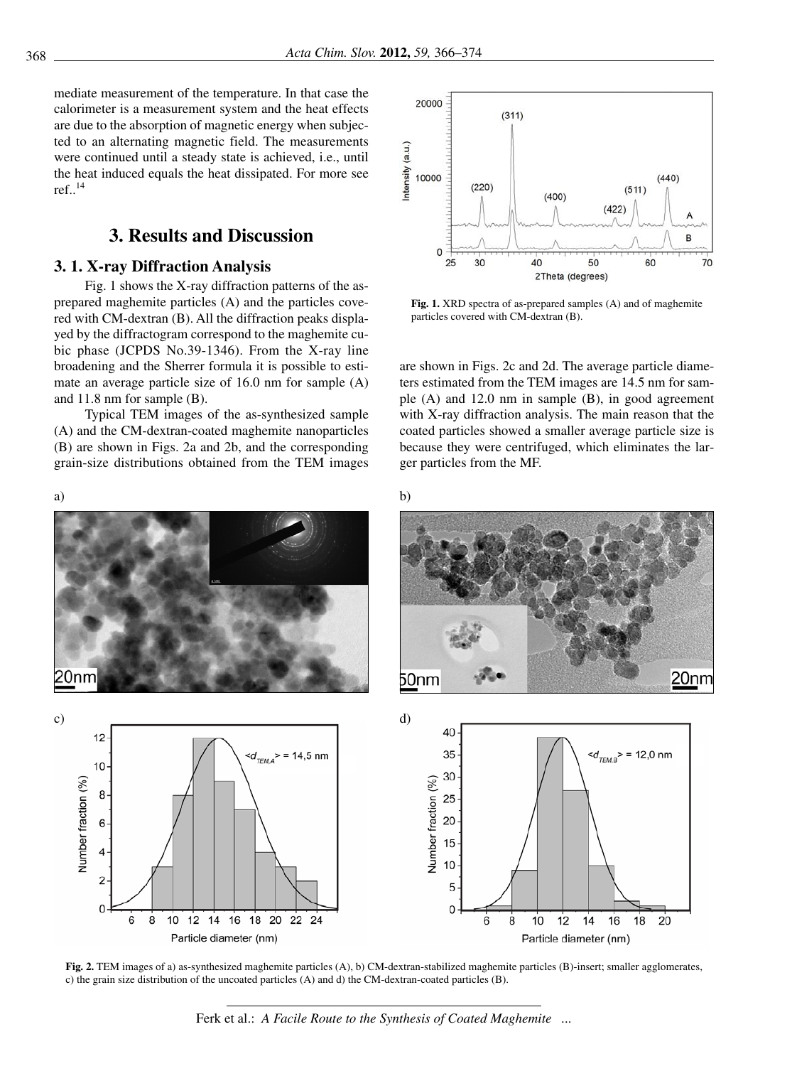mediate measurement of the temperature. In that case the calorimeter is a measurement system and the heat effects are due to the absorption of magnetic energy when subjected to an alternating magnetic field. The measurements were continued until a steady state is achieved, i.e., until the heat induced equals the heat dissipated. For more see ref..[14]

## 3. Results and Discussion

### 3. 1. X-ray Diffraction Analysis

Fig. 1 shows the X-ray diffraction patterns of the as-prepared maghemite particles (A) and the particles covered with CM-dextran (B). All the diffraction peaks displayed by the diffractogram correspond to the maghemite cubic phase (JCPDS No.39-1346). From the X-ray line broadening and the Sherrer formula it is possible to estimate an average particle size of 16.0 nm for sample (A) and 11.8 nm for sample (B).

Typical TEM images of the as-synthesized sample (A) and the CM-dextran-coated maghemite nanoparticles (B) are shown in Figs. 2a and 2b, and the corresponding grain-size distributions obtained from the TEM images are shown in Figs. 2c and 2d. The average particle diameters estimated from the TEM images are 14.5 nm for sample (A) and 12.0 nm in sample (B), in good agreement with X-ray diffraction analysis. The main reason that the coated particles showed a smaller average particle size is because they were centrifuged, which eliminates the larger particles from the MF.

**Fig. 1.** XRD spectra of as-prepared samples (A) and of maghemite particles covered with CM-dextran (B).

**Fig. 2.** TEM images of a) as-synthesized maghemite particles (A), b) CM-dextran-stabilized maghemite particles (B)-insert; smaller agglomerates, c) the grain size distribution of the uncoated particles (A) and d) the CM-dextran-coated particles (B).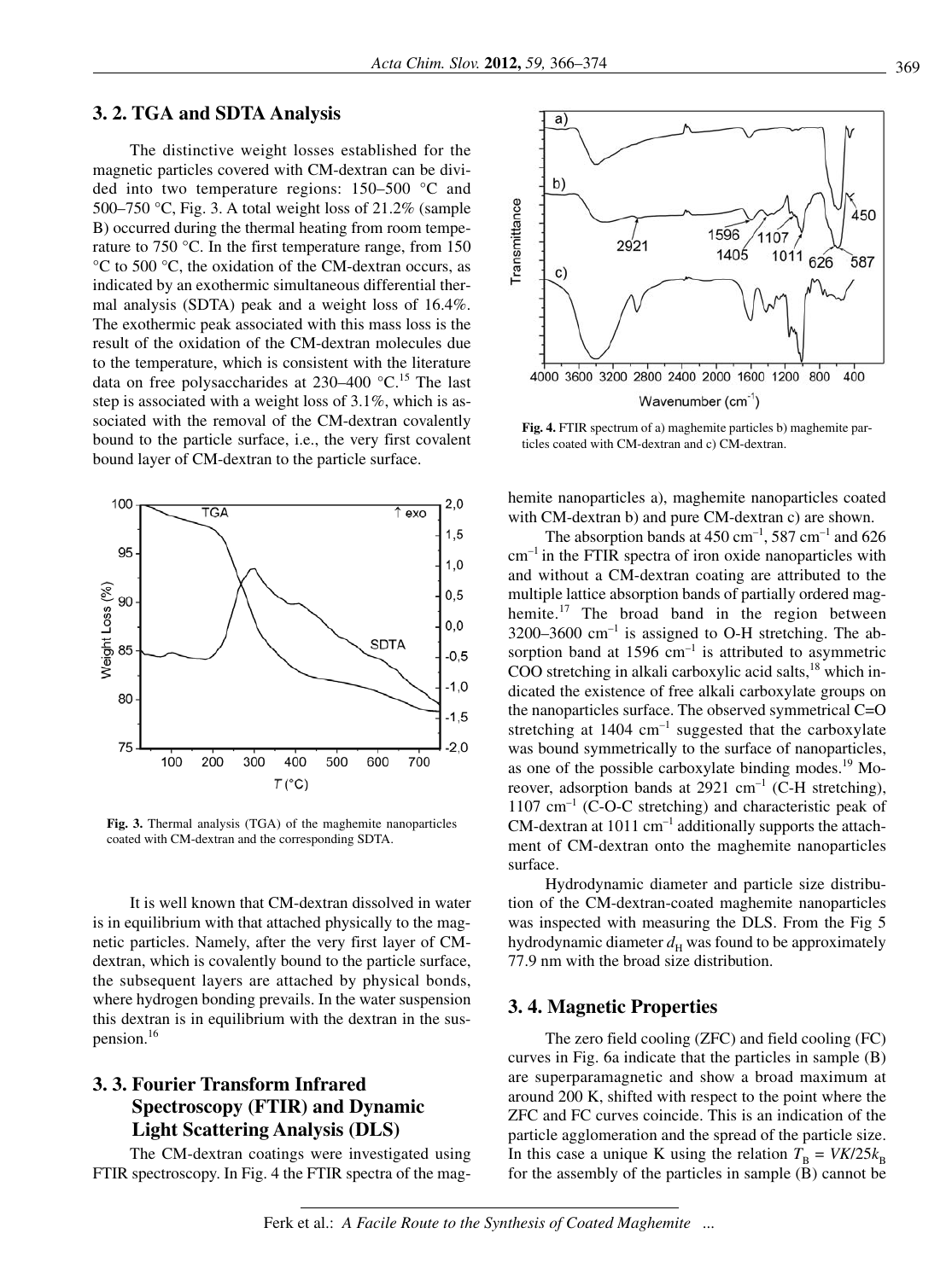## 3. 2. TGA and SDTA Analysis

The distinctive weight losses established for the magnetic particles covered with CM-dextran can be divided into two temperature regions: 150–500 °C and 500–750 °C, Fig. 3. A total weight loss of 21.2% (sample B) occurred during the thermal heating from room temperature to 750 °C. In the first temperature range, from 150 °C to 500 °C, the oxidation of the CM-dextran occurs, as indicated by an exothermic simultaneous differential thermal analysis (SDTA) peak and a weight loss of 16.4%. The exothermic peak associated with this mass loss is the result of the oxidation of the CM-dextran molecules due to the temperature, which is consistent with the literature data on free polysaccharides at 230–400 °C.[15] The last step is associated with a weight loss of 3.1%, which is associated with the removal of the CM-dextran covalently bound to the particle surface, i.e., the very first covalent bound layer of CM-dextran to the particle surface.

**Fig. 3.** Thermal analysis (TGA) of the maghemite nanoparticles coated with CM-dextran and the corresponding SDTA.

It is well known that CM-dextran dissolved in water is in equilibrium with that attached physically to the magnetic particles. Namely, after the very first layer of CM-dextran, which is covalently bound to the particle surface, the subsequent layers are attached by physical bonds, where hydrogen bonding prevails. In the water suspension this dextran is in equilibrium with the dextran in the suspension.[16]

## 3. 3. Fourier Transform Infrared Spectroscopy (FTIR) and Dynamic Light Scattering Analysis (DLS)

The CM-dextran coatings were investigated using FTIR spectroscopy. In Fig. 4 the FTIR spectra of the maghemite nanoparticles a), maghemite nanoparticles coated with CM-dextran b) and pure CM-dextran c) are shown.

**Fig. 4.** FTIR spectrum of a) maghemite particles b) maghemite particles coated with CM-dextran and c) CM-dextran.

The absorption bands at 450 cm$^{-1}$, 587 cm$^{-1}$ and 626 cm$^{-1}$ in the FTIR spectra of iron oxide nanoparticles with and without a CM-dextran coating are attributed to the multiple lattice absorption bands of partially ordered maghemite.[17] The broad band in the region between 3200–3600 cm$^{-1}$ is assigned to O-H stretching. The absorption band at 1596 cm$^{-1}$ is attributed to asymmetric COO stretching in alkali carboxylic acid salts,[18] which indicated the existence of free alkali carboxylate groups on the nanoparticles surface. The observed symmetrical C=O stretching at 1404 cm$^{-1}$ suggested that the carboxylate was bound symmetrically to the surface of nanoparticles, as one of the possible carboxylate binding modes.[19] Moreover, adsorption bands at 2921 cm$^{-1}$ (C-H stretching), 1107 cm$^{-1}$ (C-O-C stretching) and characteristic peak of CM-dextran at 1011 cm$^{-1}$ additionally supports the attachment of CM-dextran onto the maghemite nanoparticles surface.

Hydrodynamic diameter and particle size distribution of the CM-dextran-coated maghemite nanoparticles was inspected with measuring the DLS. From the Fig 5 hydrodynamic diameter $d_H$ was found to be approximately 77.9 nm with the broad size distribution.

## 3. 4. Magnetic Properties

The zero field cooling (ZFC) and field cooling (FC) curves in Fig. 6a indicate that the particles in sample (B) are superparamagnetic and show a broad maximum at around 200 K, shifted with respect to the point where the ZFC and FC curves coincide. This is an indication of the particle agglomeration and the spread of the particle size. In this case a unique K using the relation $T_B = VK/25k_B$ for the assembly of the particles in sample (B) cannot be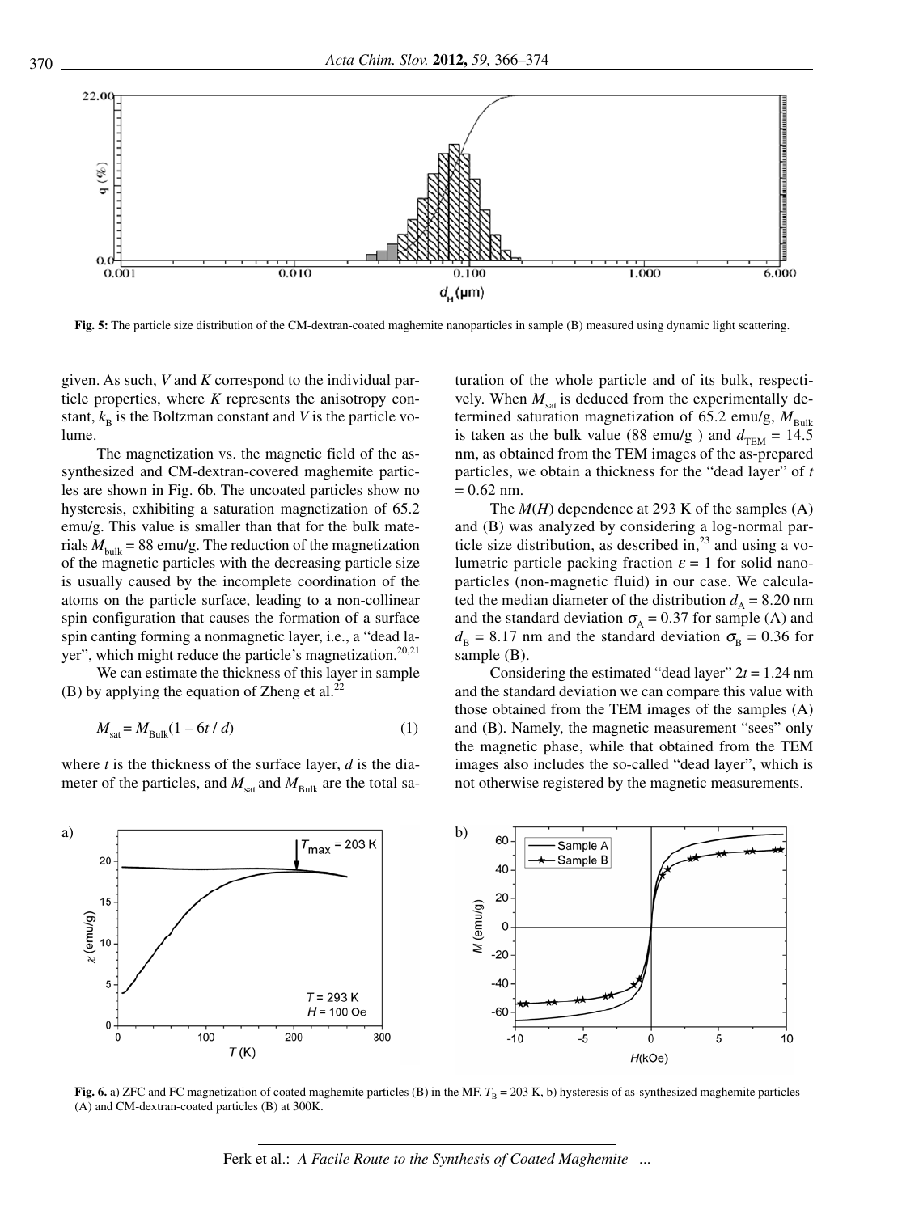**Fig. 5:** The particle size distribution of the CM-dextran-coated maghemite nanoparticles in sample (B) measured using dynamic light scattering.

given. As such, $V$ and $K$ correspond to the individual particle properties, where $K$ represents the anisotropy constant, $k_B$ is the Boltzman constant and $V$ is the particle volume.

The magnetization vs. the magnetic field of the as-synthesized and CM-dextran-covered maghemite particles are shown in Fig. 6b. The uncoated particles show no hysteresis, exhibiting a saturation magnetization of 65.2 emu/g. This value is smaller than that for the bulk materials $M_{bulk}$ = 88 emu/g. The reduction of the magnetization of the magnetic particles with the decreasing particle size is usually caused by the incomplete coordination of the atoms on the particle surface, leading to a non-collinear spin configuration that causes the formation of a surface spin canting forming a nonmagnetic layer, i.e., a "dead layer", which might reduce the particle's magnetization.[20,21]

We can estimate the thickness of this layer in sample (B) by applying the equation of Zheng et al.[22]

$$M_{sat} = M_{Bulk}(1 - 6t / d) \tag{1}$$

where $t$ is the thickness of the surface layer, $d$ is the diameter of the particles, and $M_{sat}$ and $M_{Bulk}$ are the total saturation of the whole particle and of its bulk, respectively. When $M_{sat}$ is deduced from the experimentally determined saturation magnetization of 65.2 emu/g, $M_{Bulk}$ is taken as the bulk value (88 emu/g ) and $d_{TEM}$ = 14.5 nm, as obtained from the TEM images of the as-prepared particles, we obtain a thickness for the "dead layer" of $t$ = 0.62 nm.

The $M(H)$ dependence at 293 K of the samples (A) and (B) was analyzed by considering a log-normal particle size distribution, as described in,[23] and using a volumetric particle packing fraction $\varepsilon = 1$ for solid nanoparticles (non-magnetic fluid) in our case. We calculated the median diameter of the distribution $d_A$ = 8.20 nm and the standard deviation $\sigma_A$ = 0.37 for sample (A) and $d_B$ = 8.17 nm and the standard deviation $\sigma_B$ = 0.36 for sample (B).

Considering the estimated "dead layer" $2t$ = 1.24 nm and the standard deviation we can compare this value with those obtained from the TEM images of the samples (A) and (B). Namely, the magnetic measurement "sees" only the magnetic phase, while that obtained from the TEM images also includes the so-called "dead layer", which is not otherwise registered by the magnetic measurements.

**Fig. 6.** a) ZFC and FC magnetization of coated maghemite particles (B) in the MF, $T_B$ = 203 K, b) hysteresis of as-synthesized maghemite particles (A) and CM-dextran-coated particles (B) at 300K.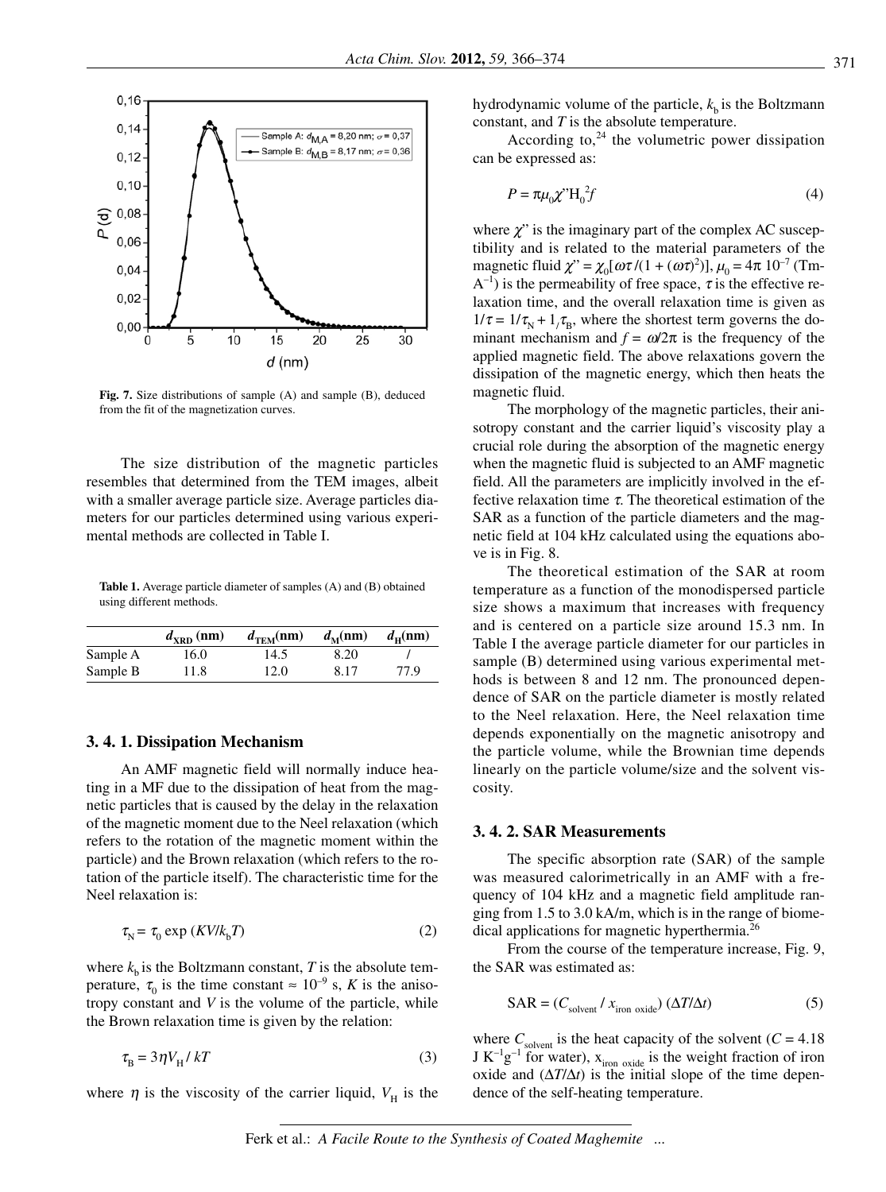Fig. 7. Size distributions of sample (A) and sample (B), deduced from the fit of the magnetization curves.

The size distribution of the magnetic particles resembles that determined from the TEM images, albeit with a smaller average particle size. Average particles diameters for our particles determined using various experimental methods are collected in Table I.

**Table 1.** Average particle diameter of samples (A) and (B) obtained using different methods.

| | $d_{XRD}$ (nm) | $d_{TEM}$(nm) | $d_M$(nm) | $d_H$(nm) |
|---|---|---|---|---|
| Sample A | 16.0 | 14.5 | 8.20 | / |
| Sample B | 11.8 | 12.0 | 8.17 | 77.9 |

### 3. 4. 1. Dissipation Mechanism

An AMF magnetic field will normally induce heating in a MF due to the dissipation of heat from the magnetic particles that is caused by the delay in the relaxation of the magnetic moment due to the Neel relaxation (which refers to the rotation of the magnetic moment within the particle) and the Brown relaxation (which refers to the rotation of the particle itself). The characteristic time for the Neel relaxation is:

$$\tau_N = \tau_0 \exp(KV/k_b T) \tag{2}$$

where $k_b$ is the Boltzmann constant, $T$ is the absolute temperature, $\tau_0$ is the time constant ≈ $10^{-9}$ s, $K$ is the anisotropy constant and $V$ is the volume of the particle, while the Brown relaxation time is given by the relation:

$$\tau_B = 3\eta V_H / kT \tag{3}$$

where $\eta$ is the viscosity of the carrier liquid, $V_H$ is the hydrodynamic volume of the particle, $k_b$ is the Boltzmann constant, and $T$ is the absolute temperature.

According to,[24] the volumetric power dissipation can be expressed as:

$$P = \pi\mu_0\chi\text{''}H_0^2 f \tag{4}$$

where $\chi$'' is the imaginary part of the complex AC susceptibility and is related to the material parameters of the magnetic fluid $\chi'' = \chi_0[\omega\tau/(1 + (\omega\tau)^2)]$, $\mu_0 = 4\pi\ 10^{-7}$ (Tm-$A^{-1}$) is the permeability of free space, $\tau$ is the effective relaxation time, and the overall relaxation time is given as $1/\tau = 1/\tau_N + 1/\tau_B$, where the shortest term governs the dominant mechanism and $f = \omega/2\pi$ is the frequency of the applied magnetic field. The above relaxations govern the dissipation of the magnetic energy, which then heats the magnetic fluid.

The morphology of the magnetic particles, their anisotropy constant and the carrier liquid's viscosity play a crucial role during the absorption of the magnetic energy when the magnetic fluid is subjected to an AMF magnetic field. All the parameters are implicitly involved in the effective relaxation time $\tau$. The theoretical estimation of the SAR as a function of the particle diameters and the magnetic field at 104 kHz calculated using the equations above is in Fig. 8.

The theoretical estimation of the SAR at room temperature as a function of the monodispersed particle size shows a maximum that increases with frequency and is centered on a particle size around 15.3 nm. In Table I the average particle diameter for our particles in sample (B) determined using various experimental methods is between 8 and 12 nm. The pronounced dependence of SAR on the particle diameter is mostly related to the Neel relaxation. Here, the Neel relaxation time depends exponentially on the magnetic anisotropy and the particle volume, while the Brownian time depends linearly on the particle volume/size and the solvent viscosity.

### 3. 4. 2. SAR Measurements

The specific absorption rate (SAR) of the sample was measured calorimetrically in an AMF with a frequency of 104 kHz and a magnetic field amplitude ranging from 1.5 to 3.0 kA/m, which is in the range of biomedical applications for magnetic hyperthermia.[26]

From the course of the temperature increase, Fig. 9, the SAR was estimated as:

$$\text{SAR} = (C_{solvent} / x_{iron\ oxide})(\Delta T/\Delta t) \tag{5}$$

where $C_{solvent}$ is the heat capacity of the solvent ($C$ = 4.18 J $K^{-1}g^{-1}$ for water), $x_{iron\ oxide}$ is the weight fraction of iron oxide and ($\Delta T/\Delta t$) is the initial slope of the time dependence of the self-heating temperature.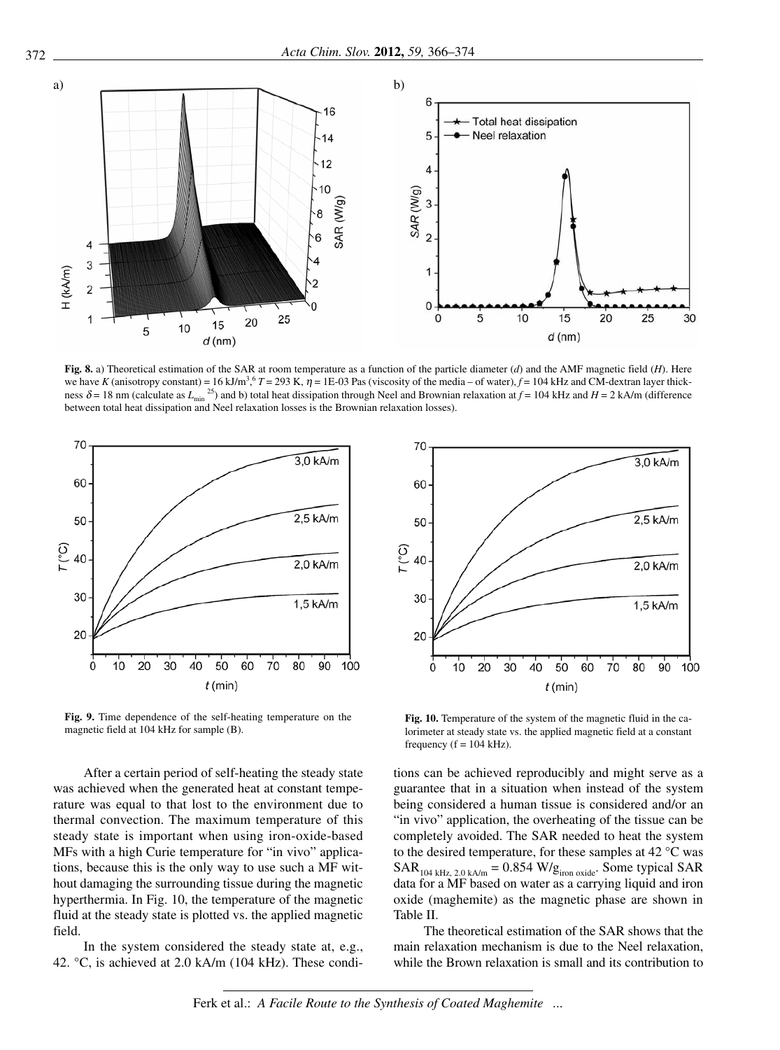**Fig. 8.** a) Theoretical estimation of the SAR at room temperature as a function of the particle diameter ($d$) and the AMF magnetic field ($H$). Here we have $K$ (anisotropy constant) = 16 kJ/m$^3$,[6] $T$ = 293 K, $\eta$ = 1E-03 Pas (viscosity of the media – of water), $f$ = 104 kHz and CM-dextran layer thickness $\delta$ = 18 nm (calculate as $L_{min}$[25]) and b) total heat dissipation through Neel and Brownian relaxation at $f$ = 104 kHz and $H$ = 2 kA/m (difference between total heat dissipation and Neel relaxation losses is the Brownian relaxation losses).

**Fig. 9.** Time dependence of the self-heating temperature on the magnetic field at 104 kHz for sample (B).

**Fig. 10.** Temperature of the system of the magnetic fluid in the calorimeter at steady state vs. the applied magnetic field at a constant frequency (f = 104 kHz).

After a certain period of self-heating the steady state was achieved when the generated heat at constant temperature was equal to that lost to the environment due to thermal convection. The maximum temperature of this steady state is important when using iron-oxide-based MFs with a high Curie temperature for "in vivo" applications, because this is the only way to use such a MF without damaging the surrounding tissue during the magnetic hyperthermia. In Fig. 10, the temperature of the magnetic fluid at the steady state is plotted vs. the applied magnetic field.

In the system considered the steady state at, e.g., 42. °C, is achieved at 2.0 kA/m (104 kHz). These conditions can be achieved reproducibly and might serve as a guarantee that in a situation when instead of the system being considered a human tissue is considered and/or an "in vivo" application, the overheating of the tissue can be completely avoided. The SAR needed to heat the system to the desired temperature, for these samples at 42 °C was $SAR_{104\ kHz,\ 2.0\ kA/m} = 0.854\ W/g_{iron\ oxide}$. Some typical SAR data for a MF based on water as a carrying liquid and iron oxide (maghemite) as the magnetic phase are shown in Table II.

The theoretical estimation of the SAR shows that the main relaxation mechanism is due to the Neel relaxation, while the Brown relaxation is small and its contribution to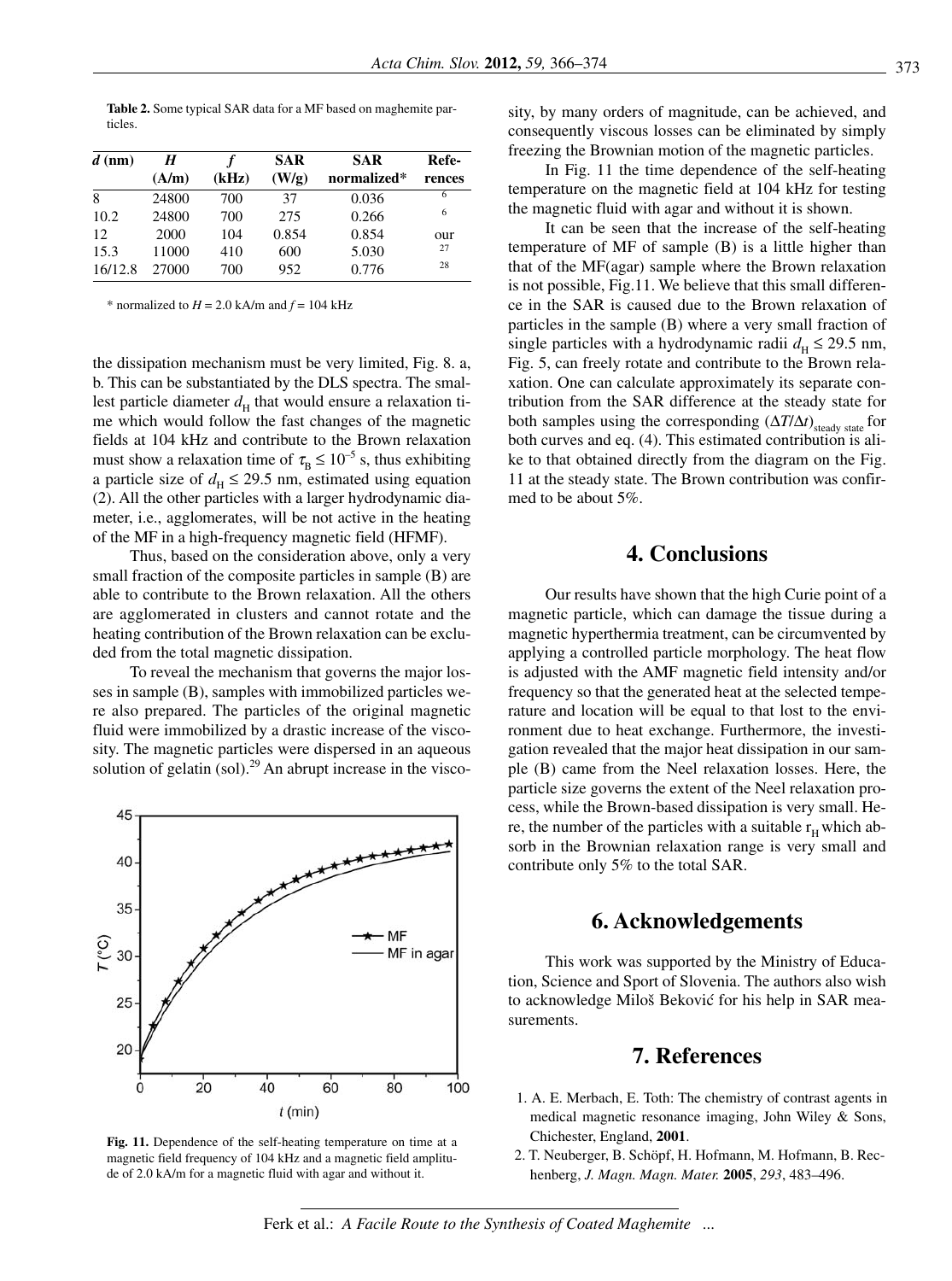**Table 2.** Some typical SAR data for a MF based on maghemite particles.

| $d$ (nm) | $H$ (A/m) | $f$ (kHz) | SAR (W/g) | SAR normalized* | References |
|---|---|---|---|---|---|
| 8 | 24800 | 700 | 37 | 0.036 | 6 |
| 10.2 | 24800 | 700 | 275 | 0.266 | 6 |
| 12 | 2000 | 104 | 0.854 | 0.854 | our |
| 15.3 | 11000 | 410 | 600 | 5.030 | 27 |
| 16/12.8 | 27000 | 700 | 952 | 0.776 | 28 |

\* normalized to $H$ = 2.0 kA/m and $f$ = 104 kHz

the dissipation mechanism must be very limited, Fig. 8. a, b. This can be substantiated by the DLS spectra. The smallest particle diameter $d_H$ that would ensure a relaxation time which would follow the fast changes of the magnetic fields at 104 kHz and contribute to the Brown relaxation must show a relaxation time of $\tau_B \leq 10^{-5}$ s, thus exhibiting a particle size of $d_H \leq 29.5$ nm, estimated using equation (2). All the other particles with a larger hydrodynamic diameter, i.e., agglomerates, will be not active in the heating of the MF in a high-frequency magnetic field (HFMF).

Thus, based on the consideration above, only a very small fraction of the composite particles in sample (B) are able to contribute to the Brown relaxation. All the others are agglomerated in clusters and cannot rotate and the heating contribution of the Brown relaxation can be excluded from the total magnetic dissipation.

To reveal the mechanism that governs the major losses in sample (B), samples with immobilized particles were also prepared. The particles of the original magnetic fluid were immobilized by a drastic increase of the viscosity. The magnetic particles were dispersed in an aqueous solution of gelatin (sol).[29] An abrupt increase in the viscosity, by many orders of magnitude, can be achieved, and consequently viscous losses can be eliminated by simply freezing the Brownian motion of the magnetic particles.

**Fig. 11.** Dependence of the self-heating temperature on time at a magnetic field frequency of 104 kHz and a magnetic field amplitude of 2.0 kA/m for a magnetic fluid with agar and without it.

In Fig. 11 the time dependence of the self-heating temperature on the magnetic field at 104 kHz for testing the magnetic fluid with agar and without it is shown.

It can be seen that the increase of the self-heating temperature of MF of sample (B) is a little higher than that of the MF(agar) sample where the Brown relaxation is not possible, Fig.11. We believe that this small difference in the SAR is caused due to the Brown relaxation of particles in the sample (B) where a very small fraction of single particles with a hydrodynamic radii $d_H \leq 29.5$ nm, Fig. 5, can freely rotate and contribute to the Brown relaxation. One can calculate approximately its separate contribution from the SAR difference at the steady state for both samples using the corresponding $(\Delta T/\Delta t)_{\text{steady state}}$ for both curves and eq. (4). This estimated contribution is alike to that obtained directly from the diagram on the Fig. 11 at the steady state. The Brown contribution was confirmed to be about 5%.

## 4. Conclusions

Our results have shown that the high Curie point of a magnetic particle, which can damage the tissue during a magnetic hyperthermia treatment, can be circumvented by applying a controlled particle morphology. The heat flow is adjusted with the AMF magnetic field intensity and/or frequency so that the generated heat at the selected temperature and location will be equal to that lost to the environment due to heat exchange. Furthermore, the investigation revealed that the major heat dissipation in our sample (B) came from the Neel relaxation losses. Here, the particle size governs the extent of the Neel relaxation process, while the Brown-based dissipation is very small. Here, the number of the particles with a suitable $r_H$ which absorb in the Brownian relaxation range is very small and contribute only 5% to the total SAR.

## 6. Acknowledgements

This work was supported by the Ministry of Education, Science and Sport of Slovenia. The authors also wish to acknowledge Miloš Beković for his help in SAR measurements.

## 7. References

1. A. E. Merbach, E. Toth: The chemistry of contrast agents in medical magnetic resonance imaging, John Wiley & Sons, Chichester, England, **2001**.
2. T. Neuberger, B. Schöpf, H. Hofmann, M. Hofmann, B. Rechenberg, *J. Magn. Magn. Mater.* **2005**, *293*, 483–496.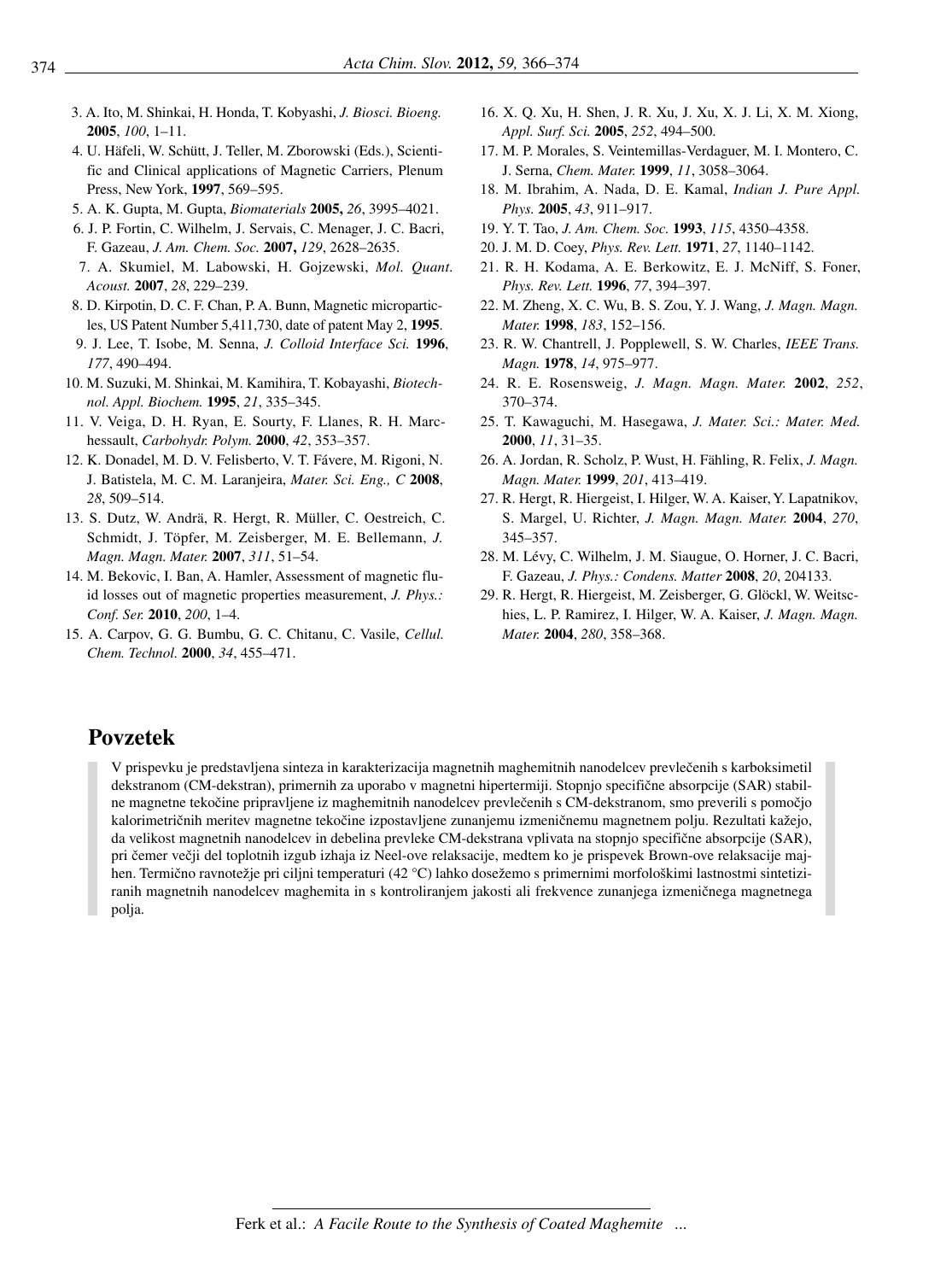3. A. Ito, M. Shinkai, H. Honda, T. Kobyashi, *J. Biosci. Bioeng.* **2005**, *100*, 1–11.
4. U. Häfeli, W. Schütt, J. Teller, M. Zborowski (Eds.), Scientific and Clinical applications of Magnetic Carriers, Plenum Press, New York, **1997**, 569–595.
5. A. K. Gupta, M. Gupta, *Biomaterials* **2005,** *26*, 3995–4021.
6. J. P. Fortin, C. Wilhelm, J. Servais, C. Menager, J. C. Bacri, F. Gazeau, *J. Am. Chem. Soc.* **2007,** *129*, 2628–2635.
7. A. Skumiel, M. Labowski, H. Gojzewski, *Mol. Quant. Acoust.* **2007**, *28*, 229–239.
8. D. Kirpotin, D. C. F. Chan, P. A. Bunn, Magnetic microparticles, US Patent Number 5,411,730, date of patent May 2, **1995**.
9. J. Lee, T. Isobe, M. Senna, *J. Colloid Interface Sci.* **1996**, *177*, 490–494.
10. M. Suzuki, M. Shinkai, M. Kamihira, T. Kobayashi, *Biotechnol. Appl. Biochem.* **1995**, *21*, 335–345.
11. V. Veiga, D. H. Ryan, E. Sourty, F. Llanes, R. H. Marchessault, *Carbohydr. Polym.* **2000**, *42*, 353–357.
12. K. Donadel, M. D. V. Felisberto, V. T. Fávere, M. Rigoni, N. J. Batistela, M. C. M. Laranjeira, *Mater. Sci. Eng., C* **2008**, *28*, 509–514.
13. S. Dutz, W. Andrä, R. Hergt, R. Müller, C. Oestreich, C. Schmidt, J. Töpfer, M. Zeisberger, M. E. Bellemann, *J. Magn. Magn. Mater.* **2007**, *311*, 51–54.
14. M. Bekovic, I. Ban, A. Hamler, Assessment of magnetic fluid losses out of magnetic properties measurement, *J. Phys.: Conf. Ser.* **2010**, *200*, 1–4.
15. A. Carpov, G. G. Bumbu, G. C. Chitanu, C. Vasile, *Cellul. Chem. Technol.* **2000**, *34*, 455–471.
16. X. Q. Xu, H. Shen, J. R. Xu, J. Xu, X. J. Li, X. M. Xiong, *Appl. Surf. Sci.* **2005**, *252*, 494–500.
17. M. P. Morales, S. Veintemillas-Verdaguer, M. I. Montero, C. J. Serna, *Chem. Mater.* **1999**, *11*, 3058–3064.
18. M. Ibrahim, A. Nada, D. E. Kamal, *Indian J. Pure Appl. Phys.* **2005**, *43*, 911–917.
19. Y. T. Tao, *J. Am. Chem. Soc.* **1993**, *115*, 4350–4358.
20. J. M. D. Coey, *Phys. Rev. Lett.* **1971**, *27*, 1140–1142.
21. R. H. Kodama, A. E. Berkowitz, E. J. McNiff, S. Foner, *Phys. Rev. Lett.* **1996**, *77*, 394–397.
22. M. Zheng, X. C. Wu, B. S. Zou, Y. J. Wang, *J. Magn. Magn. Mater.* **1998**, *183*, 152–156.
23. R. W. Chantrell, J. Popplewell, S. W. Charles, *IEEE Trans. Magn.* **1978**, *14*, 975–977.
24. R. E. Rosensweig, *J. Magn. Magn. Mater.* **2002**, *252*, 370–374.
25. T. Kawaguchi, M. Hasegawa, *J. Mater. Sci.: Mater. Med.* **2000**, *11*, 31–35.
26. A. Jordan, R. Scholz, P. Wust, H. Fähling, R. Felix, *J. Magn. Magn. Mater.* **1999**, *201*, 413–419.
27. R. Hergt, R. Hiergeist, I. Hilger, W. A. Kaiser, Y. Lapatnikov, S. Margel, U. Richter, *J. Magn. Magn. Mater.* **2004**, *270*, 345–357.
28. M. Lévy, C. Wilhelm, J. M. Siaugue, O. Horner, J. C. Bacri, F. Gazeau, *J. Phys.: Condens. Matter* **2008**, *20*, 204133.
29. R. Hergt, R. Hiergeist, M. Zeisberger, G. Glöckl, W. Weitschies, L. P. Ramirez, I. Hilger, W. A. Kaiser, *J. Magn. Magn. Mater.* **2004**, *280*, 358–368.

## Povzetek

V prispevku je predstavljena sinteza in karakterizacija magnetnih maghemitnih nanodelcev prevlečenih s karboksimetil dekstranom (CM-dekstran), primernih za uporabo v magnetni hipertermiji. Stopnjo specifične absorpcije (SAR) stabilne magnetne tekočine pripravljene iz maghemitnih nanodelcev prevlečenih s CM-dekstranom, smo preverili s pomočjo kalorimetričnih meritev magnetne tekočine izpostavljene zunanjemu izmeničnemu magnetnem polju. Rezultati kažejo, da velikost magnetnih nanodelcev in debelina prevleke CM-dekstrana vplivata na stopnjo specifične absorpcije (SAR), pri čemer večji del toplotnih izgub izhaja iz Neel-ove relaksacije, medtem ko je prispevek Brown-ove relaksacije majhen. Termično ravnotežje pri ciljni temperaturi (42 °C) lahko dosežemo s primernimi morfološkimi lastnostmi sintetiziranih magnetnih nanodelcev maghemita in s kontroliranjem jakosti ali frekvence zunanjega izmeničnega magnetnega polja.